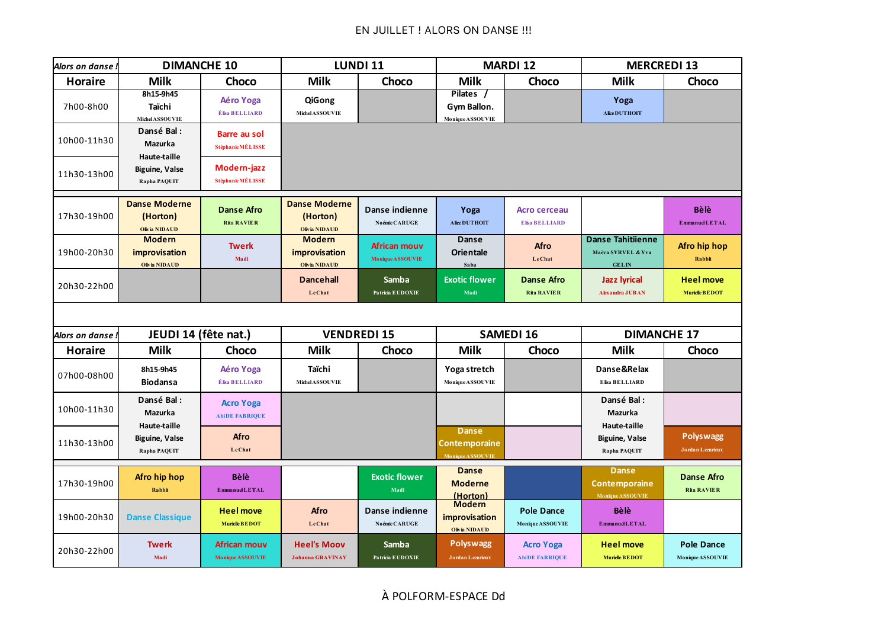EN JUILLET ! ALORS ON DANSE !!!

| *Alors on danse !* | DIMANCHE 10 | | LUNDI 11 | | MARDI 12 | | MERCREDI 13 | |
|---|---|---|---|---|---|---|---|---|
| Horaire | Milk | Choco | Milk | Choco | Milk | Choco | Milk | Choco |
| 7h00-8h00 | 8h15-9h45 Taïchi Michel ASSOUVIE | Aéro Yoga Élisa BELLIARD | QiGong Michel ASSOUVIE | | Pilates / Gym Ballon. Monique ASSOUVIE | | Yoga Alice DUTHOIT | |
| 10h00-11h30 | Dansé Bal : Mazurka Haute-taille Biguine, Valse Rapha PAQUIT | Barre au sol Stéphanie MÉLISSE | | | | | | |
| 11h30-13h00 | | Modern-jazz Stéphanie MÉLISSE | | | | | | |
| 17h30-19h00 | Danse Moderne (Horton) Olivia NIDAUD | Danse Afro Rita RAVIER | Danse Moderne (Horton) Olivia NIDAUD | Danse indienne Noémie CARUGE | Yoga Alice DUTHOIT | Acro cerceau Elisa BELLIARD | | Bèlè Emmanuel LETAL |
| 19h00-20h30 | Modern improvisation Olivia NIDAUD | Twerk Madi | Modern improvisation Olivia NIDAUD | African mouv Monique ASSOUVIE | Danse Orientale Saba | Afro LeChat | Danse Tahitiienne Maëva SYRVEL & Yva GELIN | Afro hip hop Rabbit |
| 20h30-22h00 | | | Dancehall LeChat | Samba Patricia EUDOXIE | Exotic flower Madi | Danse Afro Rita RAVIER | Jazz lyrical Alexandra JUBAN | Heel move Murielle BEDOT |

| *Alors on danse !* | JEUDI 14 (fête nat.) | | VENDREDI 15 | | SAMEDI 16 | | DIMANCHE 17 | |
|---|---|---|---|---|---|---|---|---|
| Horaire | Milk | Choco | Milk | Choco | Milk | Choco | Milk | Choco |
| 07h00-08h00 | 8h15-9h45 Biodansa | Aéro Yoga Élisa BELLIARD | Taïchi Michel ASSOUVIE | | Yoga stretch Monique ASSOUVIE | | Danse&Relax Elisa BELLIARD | |
| 10h00-11h30 | Dansé Bal : Mazurka Haute-taille Biguine, Valse Rapha PAQUIT | Acro Yoga AbiDE FABRIQUE | | | | | Dansé Bal : Mazurka Haute-taille Biguine, Valse Rapha PAQUIT | |
| 11h30-13h00 | | Afro LeChat | | | Danse Contemporaine Monique ASSOUVIE | | | Polyswagg Jordan Lecurieux |
| 17h30-19h00 | Afro hip hop Rabbit | Bèlè Emmanuel LETAL | | Exotic flower Madi | Danse Moderne (Horton) | | Danse Contemporaine Monique ASSOUVIE | Danse Afro Rita RAVIER |
| 19h00-20h30 | Danse Classique | Heel move Murielle BEDOT | Afro LeChat | Danse indienne Noémie CARUGE | Modern improvisation Olivia NIDAUD | Pole Dance Monique ASSOUVIE | Bèlè Emmanuel LETAL | |
| 20h30-22h00 | Twerk Madi | African mouv Monique ASSOUVIE | Heel's Moov Johanna GRAVINAY | Samba Patricia EUDOXIE | Polyswagg Jordan Lecurieux | Acro Yoga AbiDE FABRIQUE | Heel move Murielle BEDOT | Pole Dance Monique ASSOUVIE |

À POLFORM-ESPACE Dd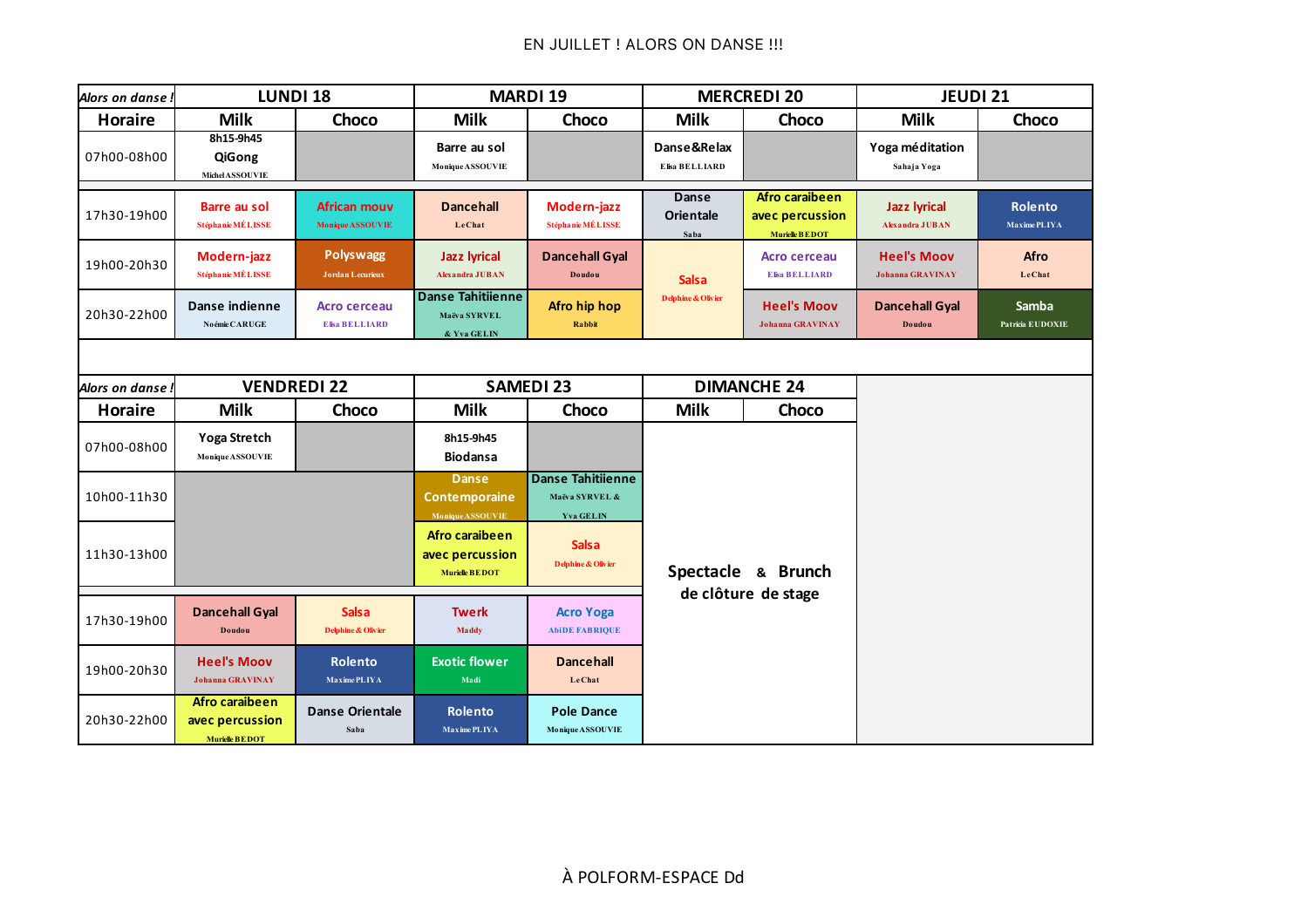EN JUILLET ! ALORS ON DANSE !!!

| *Alors on danse !* | LUNDI 18 | | MARDI 19 | | MERCREDI 20 | | JEUDI 21 | |
|---|---|---|---|---|---|---|---|---|
| **Horaire** | **Milk** | **Choco** | **Milk** | **Choco** | **Milk** | **Choco** | **Milk** | **Choco** |
| 07h00-08h00 | 8h15-9h45 QiGong Michel ASSOUVIE | | Barre au sol Monique ASSOUVIE | | Danse&Relax Elisa BELLIARD | | Yoga méditation Sahaja Yoga | |
| 17h30-19h00 | Barre au sol Stéphanie MÉLISSE | African mouv Monique ASSOUVIE | Dancehall LeChat | Modern-jazz Stéphanie MÉLISSE | Danse Orientale Saba | Afro caraibeen avec percussion Murielle BEDOT | Jazz lyrical Alexandra JUBAN | Rolento Maxime PLIYA |
| 19h00-20h30 | Modern-jazz Stéphanie MÉLISSE | Polyswagg Jordan Lecurieux | Jazz lyrical Alexandra JUBAN | Dancehall Gyal Doudou | Salsa Delphine & Olivier | Acro cerceau Elisa BELLIARD | Heel's Moov Johanna GRAVINAY | Afro LeChat |
| 20h30-22h00 | Danse indienne Noémie CARUGE | Acro cerceau Elisa BELLIARD | Danse Tahitiienne Maëva SYRVEL & Yva GELIN | Afro hip hop Rabbit | | Heel's Moov Johanna GRAVINAY | Dancehall Gyal Doudou | Samba Patricia EUDOXIE |

| *Alors on danse !* | VENDREDI 22 | | SAMEDI 23 | | DIMANCHE 24 | |
|---|---|---|---|---|---|---|
| **Horaire** | **Milk** | **Choco** | **Milk** | **Choco** | **Milk** | **Choco** |
| 07h00-08h00 | Yoga Stretch Monique ASSOUVIE | | 8h15-9h45 Biodansa | | Spectacle & Brunch de clôture de stage | |
| 10h00-11h30 | | | Danse Contemporaine Monique ASSOUVIE | Danse Tahitiienne Maëva SYRVEL & Yva GELIN | | |
| 11h30-13h00 | | | Afro caraibeen avec percussion Murielle BEDOT | Salsa Delphine & Olivier | | |
| 17h30-19h00 | Dancehall Gyal Doudou | Salsa Delphine & Olivier | Twerk Maddy | Acro Yoga AbiDE FABRIQUE | | |
| 19h00-20h30 | Heel's Moov Johanna GRAVINAY | Rolento Maxime PLIYA | Exotic flower Madi | Dancehall LeChat | | |
| 20h30-22h00 | Afro caraibeen avec percussion Murielle BEDOT | Danse Orientale Saba | Rolento Maxime PLIYA | Pole Dance Monique ASSOUVIE | | |

À POLFORM-ESPACE Dd